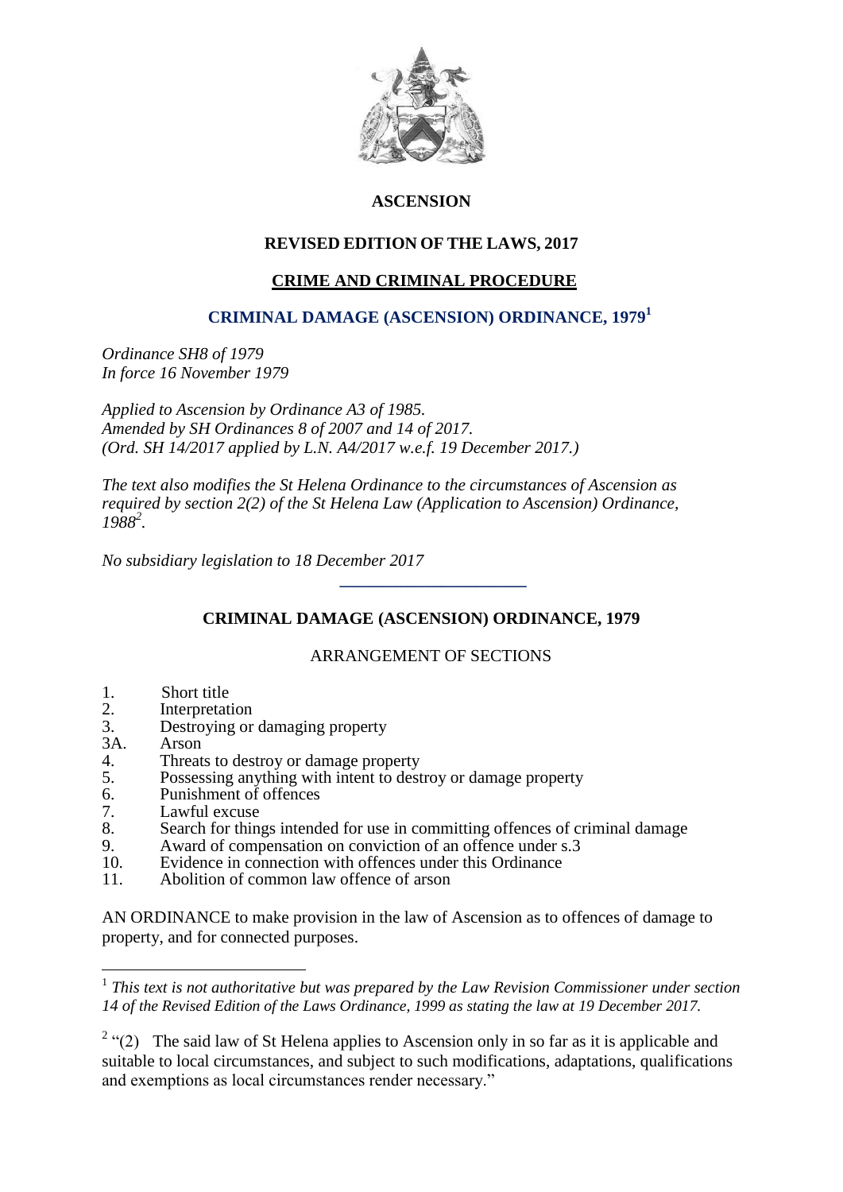# ASCENSION

## REVISED EDITION OF THE LAWS, 2017

## CRIME AND CRIMINAL PROCEDURE

## CRIMINAL DAMAGE (ASCENSION) ORDINANCE, 1979[1]

*Ordinance SH8 of 1979*
*In force 16 November 1979*

*Applied to Ascension by Ordinance A3 of 1985.*
*Amended by SH Ordinances 8 of 2007 and 14 of 2017.*
*(Ord. SH 14/2017 applied by L.N. A4/2017 w.e.f. 19 December 2017.)*

*The text also modifies the St Helena Ordinance to the circumstances of Ascension as required by section 2(2) of the St Helena Law (Application to Ascension) Ordinance, 1988[2].*

*No subsidiary legislation to 18 December 2017*

---

## CRIMINAL DAMAGE (ASCENSION) ORDINANCE, 1979

### ARRANGEMENT OF SECTIONS

1. Short title
2. Interpretation
3. Destroying or damaging property
3A. Arson
4. Threats to destroy or damage property
5. Possessing anything with intent to destroy or damage property
6. Punishment of offences
7. Lawful excuse
8. Search for things intended for use in committing offences of criminal damage
9. Award of compensation on conviction of an offence under s.3
10. Evidence in connection with offences under this Ordinance
11. Abolition of common law offence of arson

AN ORDINANCE to make provision in the law of Ascension as to offences of damage to property, and for connected purposes.

---

[1] *This text is not authoritative but was prepared by the Law Revision Commissioner under section 14 of the Revised Edition of the Laws Ordinance, 1999 as stating the law at 19 December 2017.*

[2] "(2) The said law of St Helena applies to Ascension only in so far as it is applicable and suitable to local circumstances, and subject to such modifications, adaptations, qualifications and exemptions as local circumstances render necessary."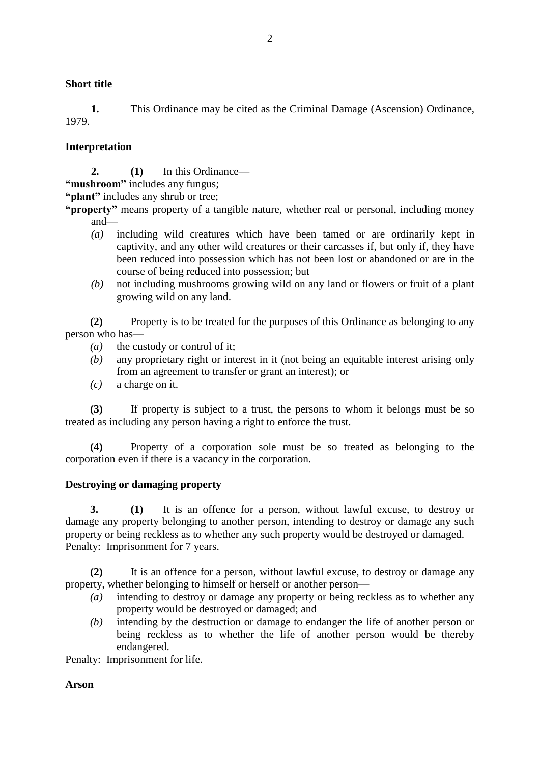**Short title**

**1.** This Ordinance may be cited as the Criminal Damage (Ascension) Ordinance, 1979.

**Interpretation**

**2.** **(1)** In this Ordinance—

**"mushroom"** includes any fungus;

**"plant"** includes any shrub or tree;

**"property"** means property of a tangible nature, whether real or personal, including money and—

- *(a)* including wild creatures which have been tamed or are ordinarily kept in captivity, and any other wild creatures or their carcasses if, but only if, they have been reduced into possession which has not been lost or abandoned or are in the course of being reduced into possession; but
- *(b)* not including mushrooms growing wild on any land or flowers or fruit of a plant growing wild on any land.

**(2)** Property is to be treated for the purposes of this Ordinance as belonging to any person who has—

- *(a)* the custody or control of it;
- *(b)* any proprietary right or interest in it (not being an equitable interest arising only from an agreement to transfer or grant an interest); or
- *(c)* a charge on it.

**(3)** If property is subject to a trust, the persons to whom it belongs must be so treated as including any person having a right to enforce the trust.

**(4)** Property of a corporation sole must be so treated as belonging to the corporation even if there is a vacancy in the corporation.

**Destroying or damaging property**

**3.** **(1)** It is an offence for a person, without lawful excuse, to destroy or damage any property belonging to another person, intending to destroy or damage any such property or being reckless as to whether any such property would be destroyed or damaged.
Penalty: Imprisonment for 7 years.

**(2)** It is an offence for a person, without lawful excuse, to destroy or damage any property, whether belonging to himself or herself or another person—

- *(a)* intending to destroy or damage any property or being reckless as to whether any property would be destroyed or damaged; and
- *(b)* intending by the destruction or damage to endanger the life of another person or being reckless as to whether the life of another person would be thereby endangered.

Penalty: Imprisonment for life.

**Arson**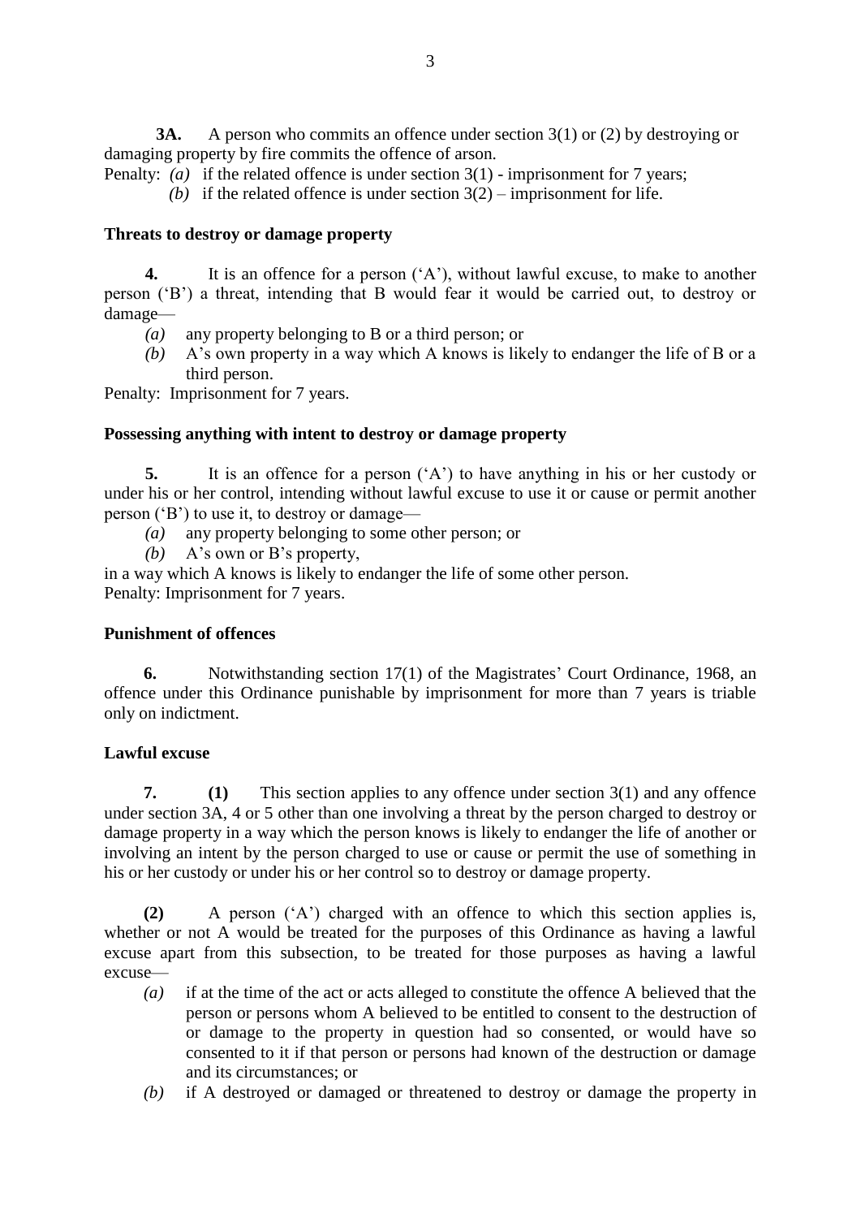**3A.** A person who commits an offence under section 3(1) or (2) by destroying or damaging property by fire commits the offence of arson.

Penalty: *(a)* if the related offence is under section 3(1) - imprisonment for 7 years;

*(b)* if the related offence is under section 3(2) – imprisonment for life.

**Threats to destroy or damage property**

**4.** It is an offence for a person ('A'), without lawful excuse, to make to another person ('B') a threat, intending that B would fear it would be carried out, to destroy or damage—

*(a)* any property belonging to B or a third person; or

*(b)* A's own property in a way which A knows is likely to endanger the life of B or a third person.

Penalty: Imprisonment for 7 years.

**Possessing anything with intent to destroy or damage property**

**5.** It is an offence for a person ('A') to have anything in his or her custody or under his or her control, intending without lawful excuse to use it or cause or permit another person ('B') to use it, to destroy or damage—

*(a)* any property belonging to some other person; or

*(b)* A's own or B's property,

in a way which A knows is likely to endanger the life of some other person.

Penalty: Imprisonment for 7 years.

**Punishment of offences**

**6.** Notwithstanding section 17(1) of the Magistrates' Court Ordinance, 1968, an offence under this Ordinance punishable by imprisonment for more than 7 years is triable only on indictment.

**Lawful excuse**

**7.** **(1)** This section applies to any offence under section 3(1) and any offence under section 3A, 4 or 5 other than one involving a threat by the person charged to destroy or damage property in a way which the person knows is likely to endanger the life of another or involving an intent by the person charged to use or cause or permit the use of something in his or her custody or under his or her control so to destroy or damage property.

**(2)** A person ('A') charged with an offence to which this section applies is, whether or not A would be treated for the purposes of this Ordinance as having a lawful excuse apart from this subsection, to be treated for those purposes as having a lawful excuse—

*(a)* if at the time of the act or acts alleged to constitute the offence A believed that the person or persons whom A believed to be entitled to consent to the destruction of or damage to the property in question had so consented, or would have so consented to it if that person or persons had known of the destruction or damage and its circumstances; or

*(b)* if A destroyed or damaged or threatened to destroy or damage the property in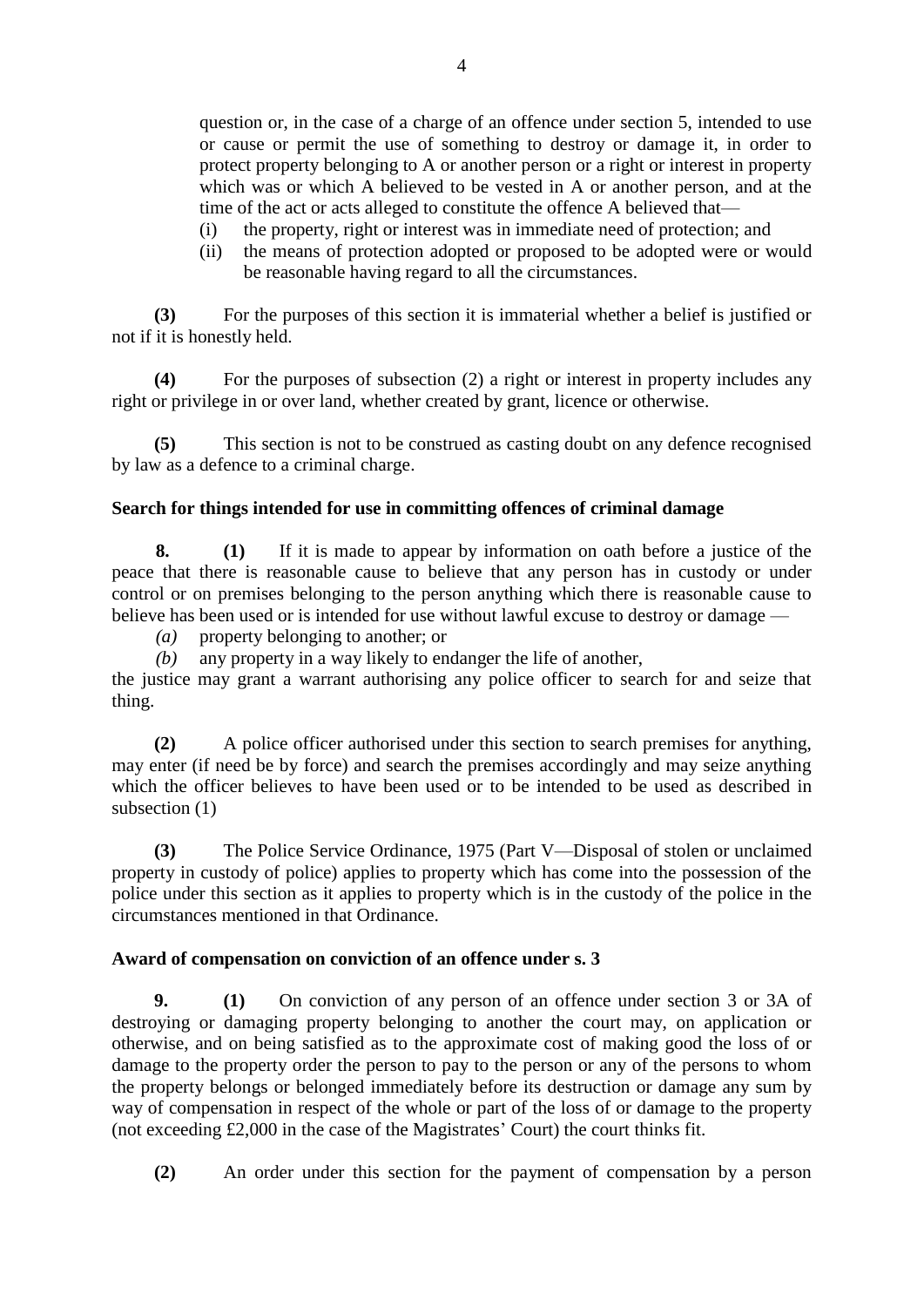question or, in the case of a charge of an offence under section 5, intended to use or cause or permit the use of something to destroy or damage it, in order to protect property belonging to A or another person or a right or interest in property which was or which A believed to be vested in A or another person, and at the time of the act or acts alleged to constitute the offence A believed that—

(i) the property, right or interest was in immediate need of protection; and

(ii) the means of protection adopted or proposed to be adopted were or would be reasonable having regard to all the circumstances.

**(3)** For the purposes of this section it is immaterial whether a belief is justified or not if it is honestly held.

**(4)** For the purposes of subsection (2) a right or interest in property includes any right or privilege in or over land, whether created by grant, licence or otherwise.

**(5)** This section is not to be construed as casting doubt on any defence recognised by law as a defence to a criminal charge.

**Search for things intended for use in committing offences of criminal damage**

**8.** **(1)** If it is made to appear by information on oath before a justice of the peace that there is reasonable cause to believe that any person has in custody or under control or on premises belonging to the person anything which there is reasonable cause to believe has been used or is intended for use without lawful excuse to destroy or damage —

*(a)* property belonging to another; or

*(b)* any property in a way likely to endanger the life of another,

the justice may grant a warrant authorising any police officer to search for and seize that thing.

**(2)** A police officer authorised under this section to search premises for anything, may enter (if need be by force) and search the premises accordingly and may seize anything which the officer believes to have been used or to be intended to be used as described in subsection (1)

**(3)** The Police Service Ordinance, 1975 (Part V—Disposal of stolen or unclaimed property in custody of police) applies to property which has come into the possession of the police under this section as it applies to property which is in the custody of the police in the circumstances mentioned in that Ordinance.

**Award of compensation on conviction of an offence under s. 3**

**9.** **(1)** On conviction of any person of an offence under section 3 or 3A of destroying or damaging property belonging to another the court may, on application or otherwise, and on being satisfied as to the approximate cost of making good the loss of or damage to the property order the person to pay to the person or any of the persons to whom the property belongs or belonged immediately before its destruction or damage any sum by way of compensation in respect of the whole or part of the loss of or damage to the property (not exceeding £2,000 in the case of the Magistrates' Court) the court thinks fit.

**(2)** An order under this section for the payment of compensation by a person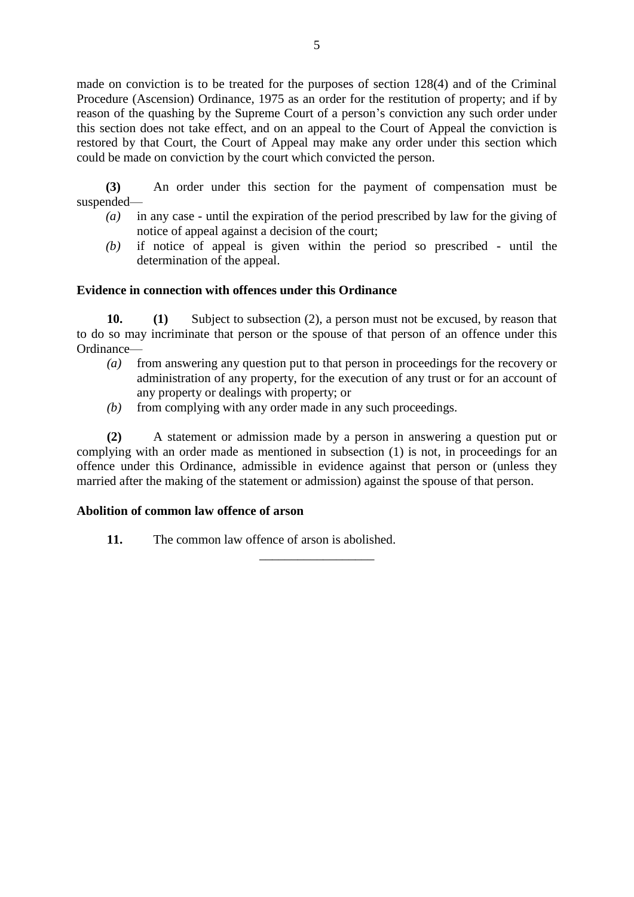made on conviction is to be treated for the purposes of section 128(4) and of the Criminal Procedure (Ascension) Ordinance, 1975 as an order for the restitution of property; and if by reason of the quashing by the Supreme Court of a person's conviction any such order under this section does not take effect, and on an appeal to the Court of Appeal the conviction is restored by that Court, the Court of Appeal may make any order under this section which could be made on conviction by the court which convicted the person.

**(3)** An order under this section for the payment of compensation must be suspended—

*(a)* in any case - until the expiration of the period prescribed by law for the giving of notice of appeal against a decision of the court;

*(b)* if notice of appeal is given within the period so prescribed - until the determination of the appeal.

**Evidence in connection with offences under this Ordinance**

**10.** **(1)** Subject to subsection (2), a person must not be excused, by reason that to do so may incriminate that person or the spouse of that person of an offence under this Ordinance—

*(a)* from answering any question put to that person in proceedings for the recovery or administration of any property, for the execution of any trust or for an account of any property or dealings with property; or

*(b)* from complying with any order made in any such proceedings.

**(2)** A statement or admission made by a person in answering a question put or complying with an order made as mentioned in subsection (1) is not, in proceedings for an offence under this Ordinance, admissible in evidence against that person or (unless they married after the making of the statement or admission) against the spouse of that person.

**Abolition of common law offence of arson**

**11.** The common law offence of arson is abolished.

__________________